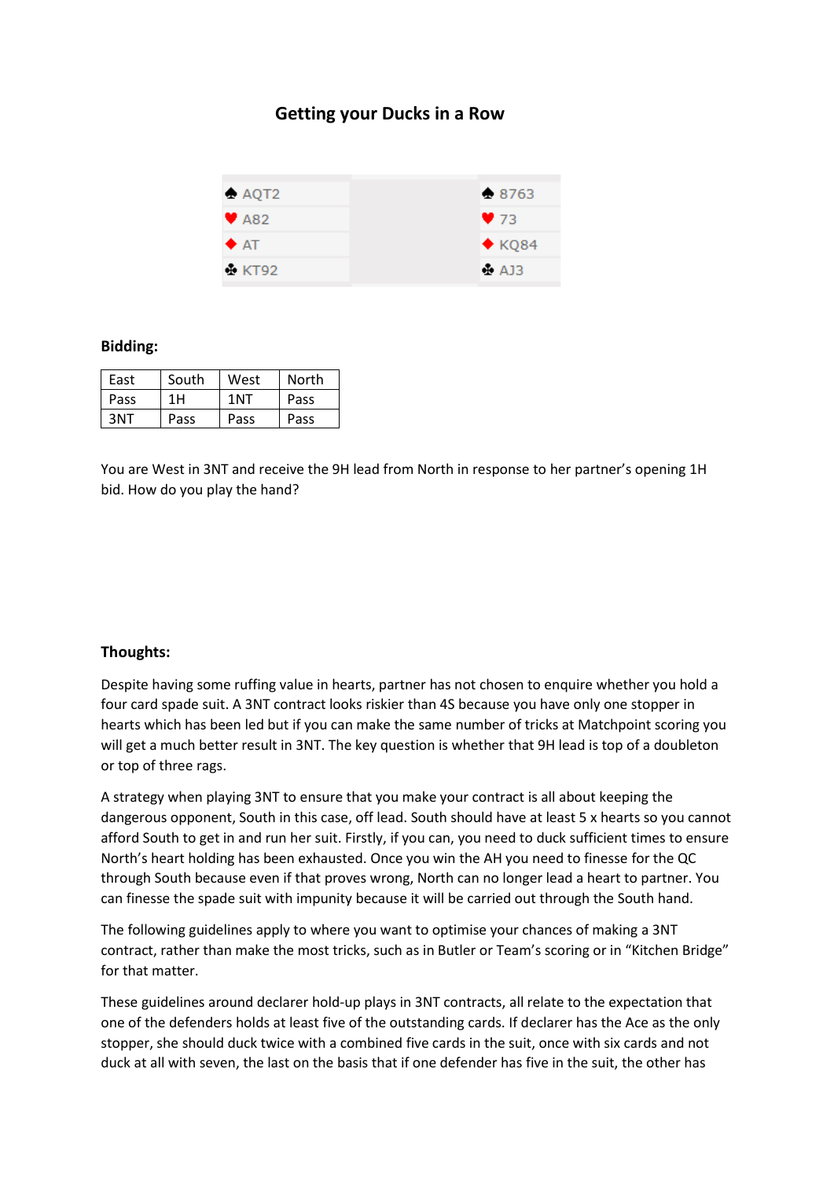## Getting your Ducks in a Row

| | | |
|---|---|---|
| ♠ AQT2 | | ♠ 8763 |
| ♥ A82 | | ♥ 73 |
| ♦ AT | | ♦ KQ84 |
| ♣ KT92 | | ♣ AJ3 |

**Bidding:**

| East | South | West | North |
|---|---|---|---|
| Pass | 1H | 1NT | Pass |
| 3NT | Pass | Pass | Pass |

You are West in 3NT and receive the 9H lead from North in response to her partner's opening 1H bid. How do you play the hand?

**Thoughts:**

Despite having some ruffing value in hearts, partner has not chosen to enquire whether you hold a four card spade suit. A 3NT contract looks riskier than 4S because you have only one stopper in hearts which has been led but if you can make the same number of tricks at Matchpoint scoring you will get a much better result in 3NT. The key question is whether that 9H lead is top of a doubleton or top of three rags.

A strategy when playing 3NT to ensure that you make your contract is all about keeping the dangerous opponent, South in this case, off lead. South should have at least 5 x hearts so you cannot afford South to get in and run her suit. Firstly, if you can, you need to duck sufficient times to ensure North's heart holding has been exhausted. Once you win the AH you need to finesse for the QC through South because even if that proves wrong, North can no longer lead a heart to partner. You can finesse the spade suit with impunity because it will be carried out through the South hand.

The following guidelines apply to where you want to optimise your chances of making a 3NT contract, rather than make the most tricks, such as in Butler or Team's scoring or in "Kitchen Bridge" for that matter.

These guidelines around declarer hold-up plays in 3NT contracts, all relate to the expectation that one of the defenders holds at least five of the outstanding cards. If declarer has the Ace as the only stopper, she should duck twice with a combined five cards in the suit, once with six cards and not duck at all with seven, the last on the basis that if one defender has five in the suit, the other has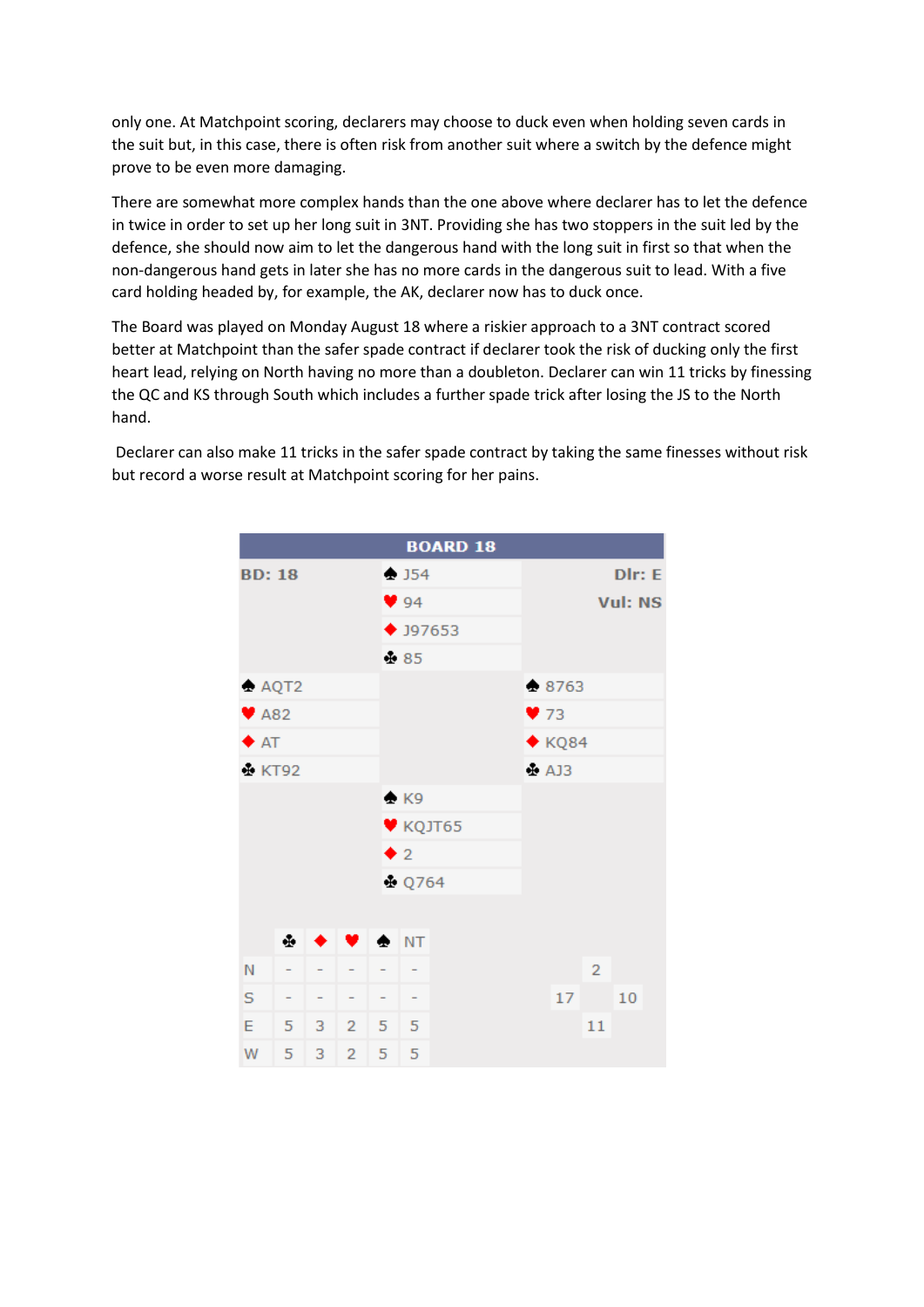only one. At Matchpoint scoring, declarers may choose to duck even when holding seven cards in the suit but, in this case, there is often risk from another suit where a switch by the defence might prove to be even more damaging.

There are somewhat more complex hands than the one above where declarer has to let the defence in twice in order to set up her long suit in 3NT. Providing she has two stoppers in the suit led by the defence, she should now aim to let the dangerous hand with the long suit in first so that when the non-dangerous hand gets in later she has no more cards in the dangerous suit to lead. With a five card holding headed by, for example, the AK, declarer now has to duck once.

The Board was played on Monday August 18 where a riskier approach to a 3NT contract scored better at Matchpoint than the safer spade contract if declarer took the risk of ducking only the first heart lead, relying on North having no more than a doubleton. Declarer can win 11 tricks by finessing the QC and KS through South which includes a further spade trick after losing the JS to the North hand.

Declarer can also make 11 tricks in the safer spade contract by taking the same finesses without risk but record a worse result at Matchpoint scoring for her pains.

**BOARD 18**

| | | |
|---|---|---|
| BD: 18 | ♠ J54<br>♥ 94<br>♦ J97653<br>♣ 85 | Dlr: E<br>Vul: NS |
| ♠ AQT2<br>♥ A82<br>♦ AT<br>♣ KT92 | | ♠ 8763<br>♥ 73<br>♦ KQ84<br>♣ AJ3 |
| | ♠ K9<br>♥ KQJT65<br>♦ 2<br>♣ Q764 | |

| | ♣ | ♦ | ♥ | ♠ | NT |
|---|---|---|---|---|---|
| N | - | - | - | - | - |
| S | - | - | - | - | - |
| E | 5 | 3 | 2 | 5 | 5 |
| W | 5 | 3 | 2 | 5 | 5 |

HCP: N 2, W 17, E 10, S 11